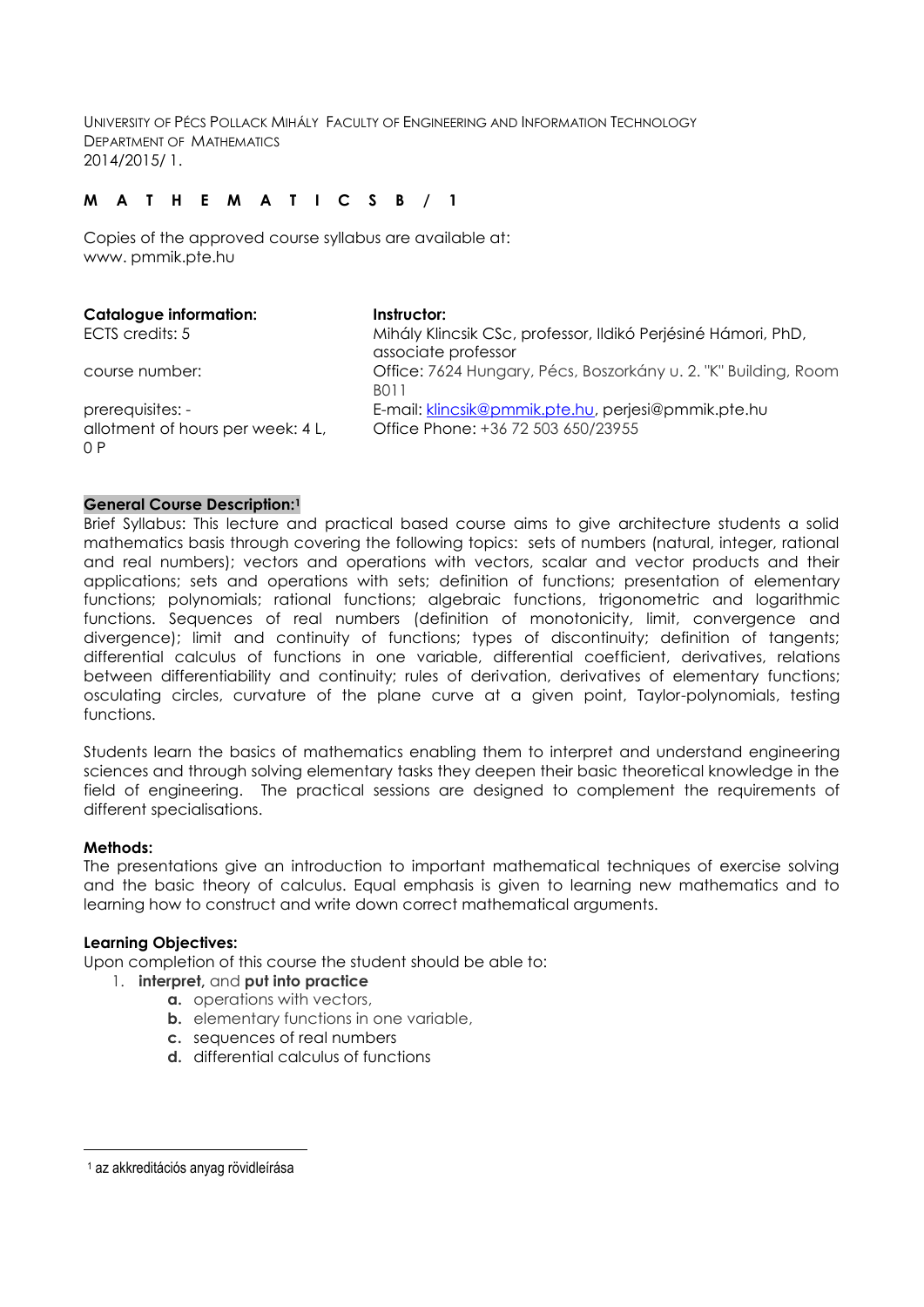UNIVERSITY OF PÉCS POLLACK MIHÁLY FACULTY OF ENGINEERING AND INFORMATION TECHNOLOGY
DEPARTMENT OF MATHEMATICS
2014/2015/ 1.

# M A T H E M A T I C S B / 1

Copies of the approved course syllabus are available at:
www. pmmik.pte.hu

| **Catalogue information:** | **Instructor:** |
|---|---|
| ECTS credits: 5 | Mihály Klincsik CSc, professor, Ildikó Perjésiné Hámori, PhD, associate professor |
| course number: | Office: 7624 Hungary, Pécs, Boszorkány u. 2. "K" Building, Room B011 |
| prerequisites: - | E-mail: klincsik@pmmik.pte.hu, perjesi@pmmik.pte.hu |
| allotment of hours per week: 4 L, 0 P | Office Phone: +36 72 503 650/23955 |

**General Course Description:**[1]

Brief Syllabus: This lecture and practical based course aims to give architecture students a solid mathematics basis through covering the following topics: sets of numbers (natural, integer, rational and real numbers); vectors and operations with vectors, scalar and vector products and their applications; sets and operations with sets; definition of functions; presentation of elementary functions; polynomials; rational functions; algebraic functions, trigonometric and logarithmic functions. Sequences of real numbers (definition of monotonicity, limit, convergence and divergence); limit and continuity of functions; types of discontinuity; definition of tangents; differential calculus of functions in one variable, differential coefficient, derivatives, relations between differentiability and continuity; rules of derivation, derivatives of elementary functions; osculating circles, curvature of the plane curve at a given point, Taylor-polynomials, testing functions.

Students learn the basics of mathematics enabling them to interpret and understand engineering sciences and through solving elementary tasks they deepen their basic theoretical knowledge in the field of engineering. The practical sessions are designed to complement the requirements of different specialisations.

**Methods:**

The presentations give an introduction to important mathematical techniques of exercise solving and the basic theory of calculus. Equal emphasis is given to learning new mathematics and to learning how to construct and write down correct mathematical arguments.

**Learning Objectives:**

Upon completion of this course the student should be able to:

1. **interpret,** and **put into practice**
   - **a.** operations with vectors,
   - **b.** elementary functions in one variable,
   - **c.** sequences of real numbers
   - **d.** differential calculus of functions

[1] az akkreditációs anyag rövidleírása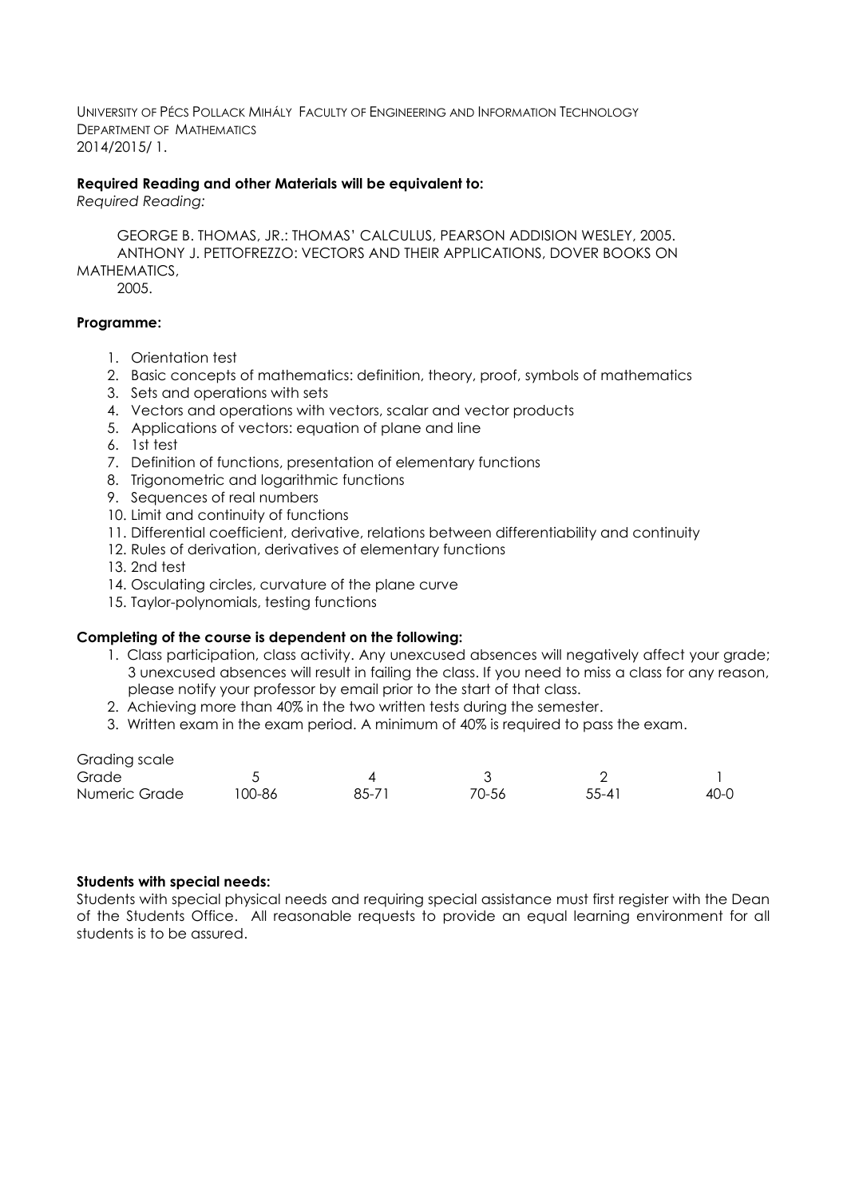UNIVERSITY OF PÉCS POLLACK MIHÁLY FACULTY OF ENGINEERING AND INFORMATION TECHNOLOGY
DEPARTMENT OF MATHEMATICS
2014/2015/ 1.

**Required Reading and other Materials will be equivalent to:**

*Required Reading:*

GEORGE B. THOMAS, JR.: THOMAS' CALCULUS, PEARSON ADDISION WESLEY, 2005.
ANTHONY J. PETTOFREZZO: VECTORS AND THEIR APPLICATIONS, DOVER BOOKS ON MATHEMATICS, 2005.

**Programme:**

1. Orientation test
2. Basic concepts of mathematics: definition, theory, proof, symbols of mathematics
3. Sets and operations with sets
4. Vectors and operations with vectors, scalar and vector products
5. Applications of vectors: equation of plane and line
6. 1st test
7. Definition of functions, presentation of elementary functions
8. Trigonometric and logarithmic functions
9. Sequences of real numbers
10. Limit and continuity of functions
11. Differential coefficient, derivative, relations between differentiability and continuity
12. Rules of derivation, derivatives of elementary functions
13. 2nd test
14. Osculating circles, curvature of the plane curve
15. Taylor-polynomials, testing functions

**Completing of the course is dependent on the following:**

1. Class participation, class activity. Any unexcused absences will negatively affect your grade; 3 unexcused absences will result in failing the class. If you need to miss a class for any reason, please notify your professor by email prior to the start of that class.
2. Achieving more than 40% in the two written tests during the semester.
3. Written exam in the exam period. A minimum of 40% is required to pass the exam.

Grading scale

| Grade | 5 | 4 | 3 | 2 | 1 |
|---|---|---|---|---|---|
| Numeric Grade | 100-86 | 85-71 | 70-56 | 55-41 | 40-0 |

**Students with special needs:**

Students with special physical needs and requiring special assistance must first register with the Dean of the Students Office. All reasonable requests to provide an equal learning environment for all students is to be assured.